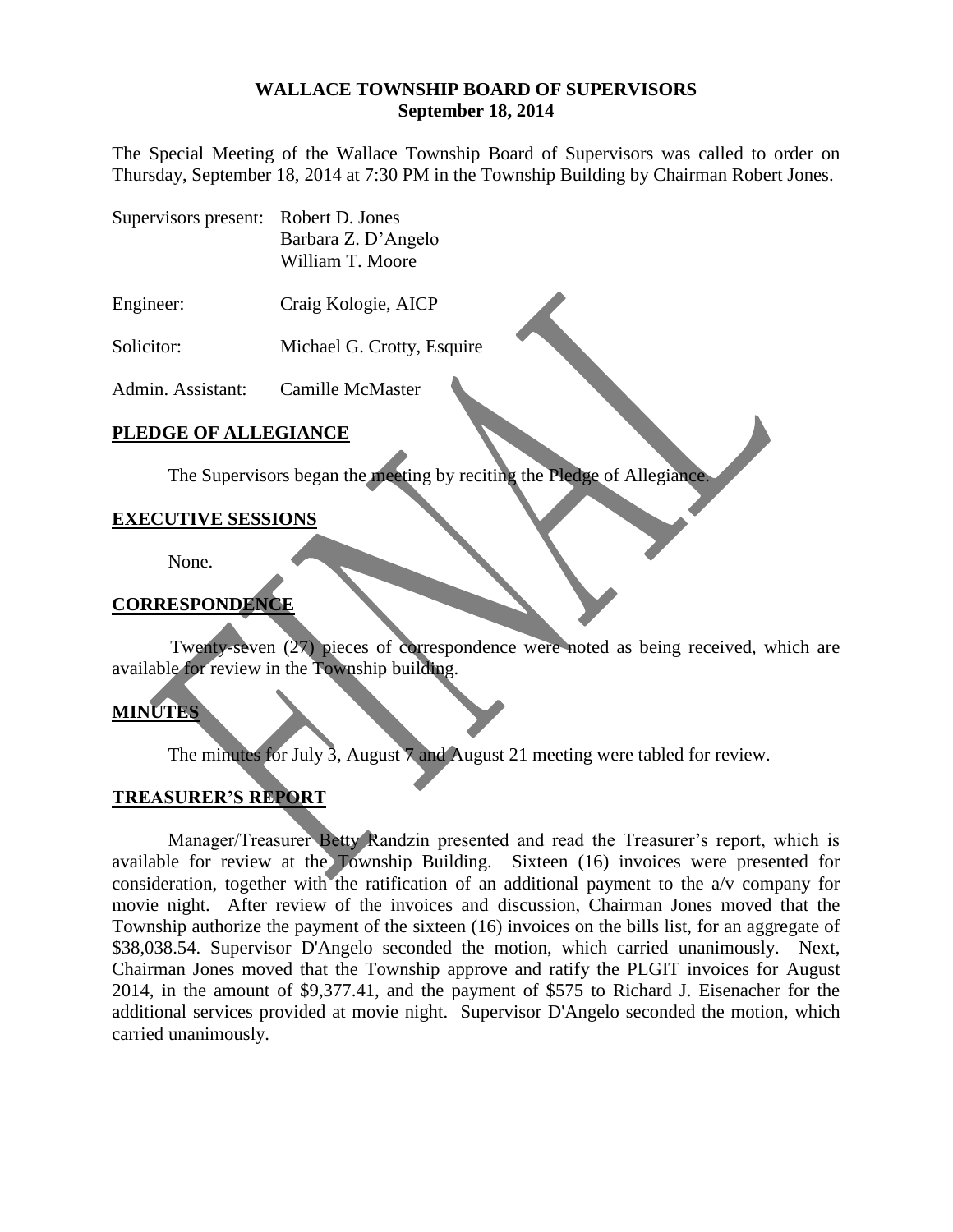# WALLACE TOWNSHIP BOARD OF SUPERVISORS
## September 18, 2014

The Special Meeting of the Wallace Township Board of Supervisors was called to order on Thursday, September 18, 2014 at 7:30 PM in the Township Building by Chairman Robert Jones.

| | |
|---|---|
| Supervisors present: | Robert D. Jones<br>Barbara Z. D'Angelo<br>William T. Moore |
| Engineer: | Craig Kologie, AICP |
| Solicitor: | Michael G. Crotty, Esquire |
| Admin. Assistant: | Camille McMaster |

### PLEDGE OF ALLEGIANCE

The Supervisors began the meeting by reciting the Pledge of Allegiance.

### EXECUTIVE SESSIONS

None.

### CORRESPONDENCE

Twenty-seven (27) pieces of correspondence were noted as being received, which are available for review in the Township building.

### MINUTES

The minutes for July 3, August 7 and August 21 meeting were tabled for review.

### TREASURER'S REPORT

Manager/Treasurer Betty Randzin presented and read the Treasurer's report, which is available for review at the Township Building. Sixteen (16) invoices were presented for consideration, together with the ratification of an additional payment to the a/v company for movie night. After review of the invoices and discussion, Chairman Jones moved that the Township authorize the payment of the sixteen (16) invoices on the bills list, for an aggregate of $38,038.54. Supervisor D'Angelo seconded the motion, which carried unanimously. Next, Chairman Jones moved that the Township approve and ratify the PLGIT invoices for August 2014, in the amount of $9,377.41, and the payment of $575 to Richard J. Eisenacher for the additional services provided at movie night. Supervisor D'Angelo seconded the motion, which carried unanimously.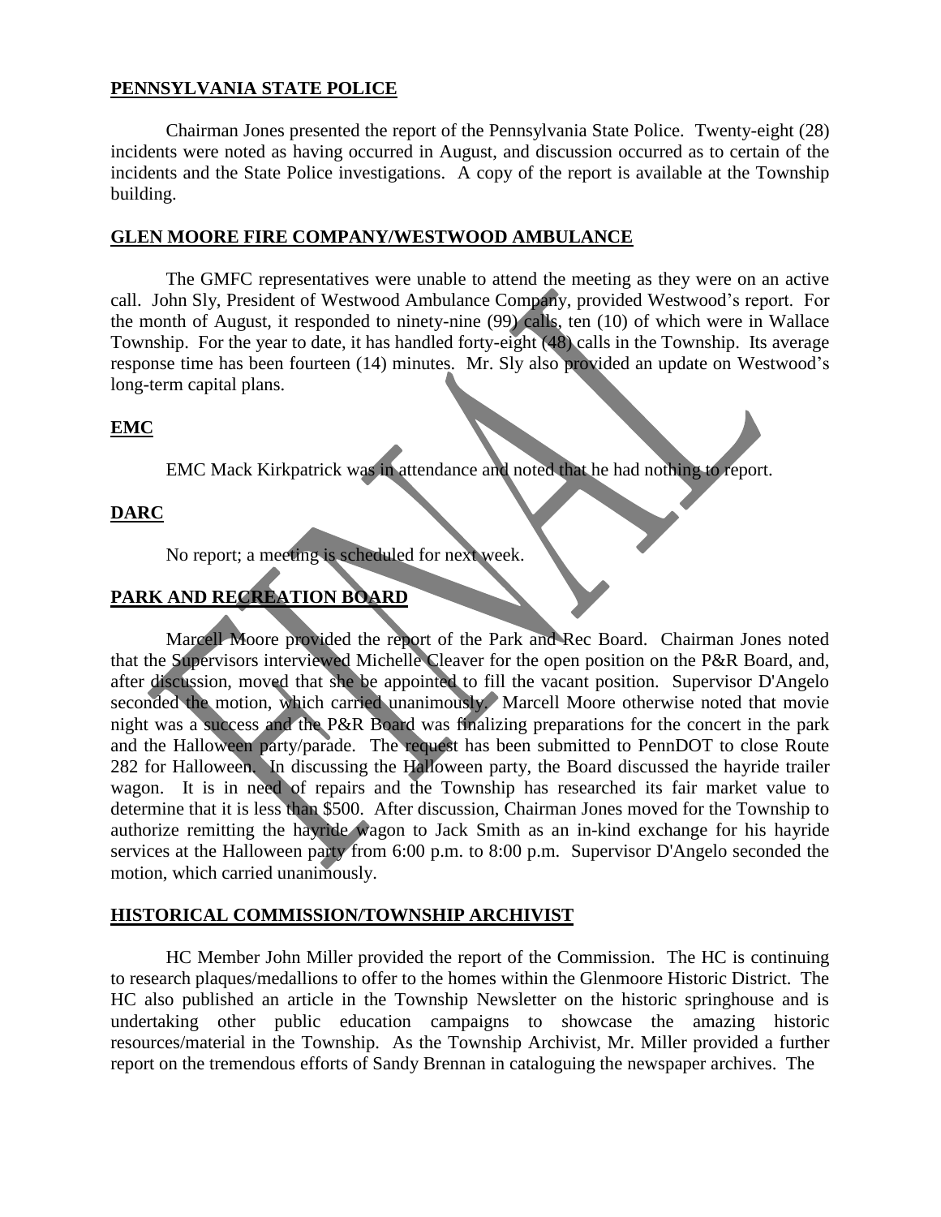**PENNSYLVANIA STATE POLICE**

Chairman Jones presented the report of the Pennsylvania State Police. Twenty-eight (28) incidents were noted as having occurred in August, and discussion occurred as to certain of the incidents and the State Police investigations. A copy of the report is available at the Township building.

**GLEN MOORE FIRE COMPANY/WESTWOOD AMBULANCE**

The GMFC representatives were unable to attend the meeting as they were on an active call. John Sly, President of Westwood Ambulance Company, provided Westwood's report. For the month of August, it responded to ninety-nine (99) calls, ten (10) of which were in Wallace Township. For the year to date, it has handled forty-eight (48) calls in the Township. Its average response time has been fourteen (14) minutes. Mr. Sly also provided an update on Westwood's long-term capital plans.

**EMC**

EMC Mack Kirkpatrick was in attendance and noted that he had nothing to report.

**DARC**

No report; a meeting is scheduled for next week.

**PARK AND RECREATION BOARD**

Marcell Moore provided the report of the Park and Rec Board. Chairman Jones noted that the Supervisors interviewed Michelle Cleaver for the open position on the P&R Board, and, after discussion, moved that she be appointed to fill the vacant position. Supervisor D'Angelo seconded the motion, which carried unanimously. Marcell Moore otherwise noted that movie night was a success and the P&R Board was finalizing preparations for the concert in the park and the Halloween party/parade. The request has been submitted to PennDOT to close Route 282 for Halloween. In discussing the Halloween party, the Board discussed the hayride trailer wagon. It is in need of repairs and the Township has researched its fair market value to determine that it is less than $500. After discussion, Chairman Jones moved for the Township to authorize remitting the hayride wagon to Jack Smith as an in-kind exchange for his hayride services at the Halloween party from 6:00 p.m. to 8:00 p.m. Supervisor D'Angelo seconded the motion, which carried unanimously.

**HISTORICAL COMMISSION/TOWNSHIP ARCHIVIST**

HC Member John Miller provided the report of the Commission. The HC is continuing to research plaques/medallions to offer to the homes within the Glenmoore Historic District. The HC also published an article in the Township Newsletter on the historic springhouse and is undertaking other public education campaigns to showcase the amazing historic resources/material in the Township. As the Township Archivist, Mr. Miller provided a further report on the tremendous efforts of Sandy Brennan in cataloguing the newspaper archives. The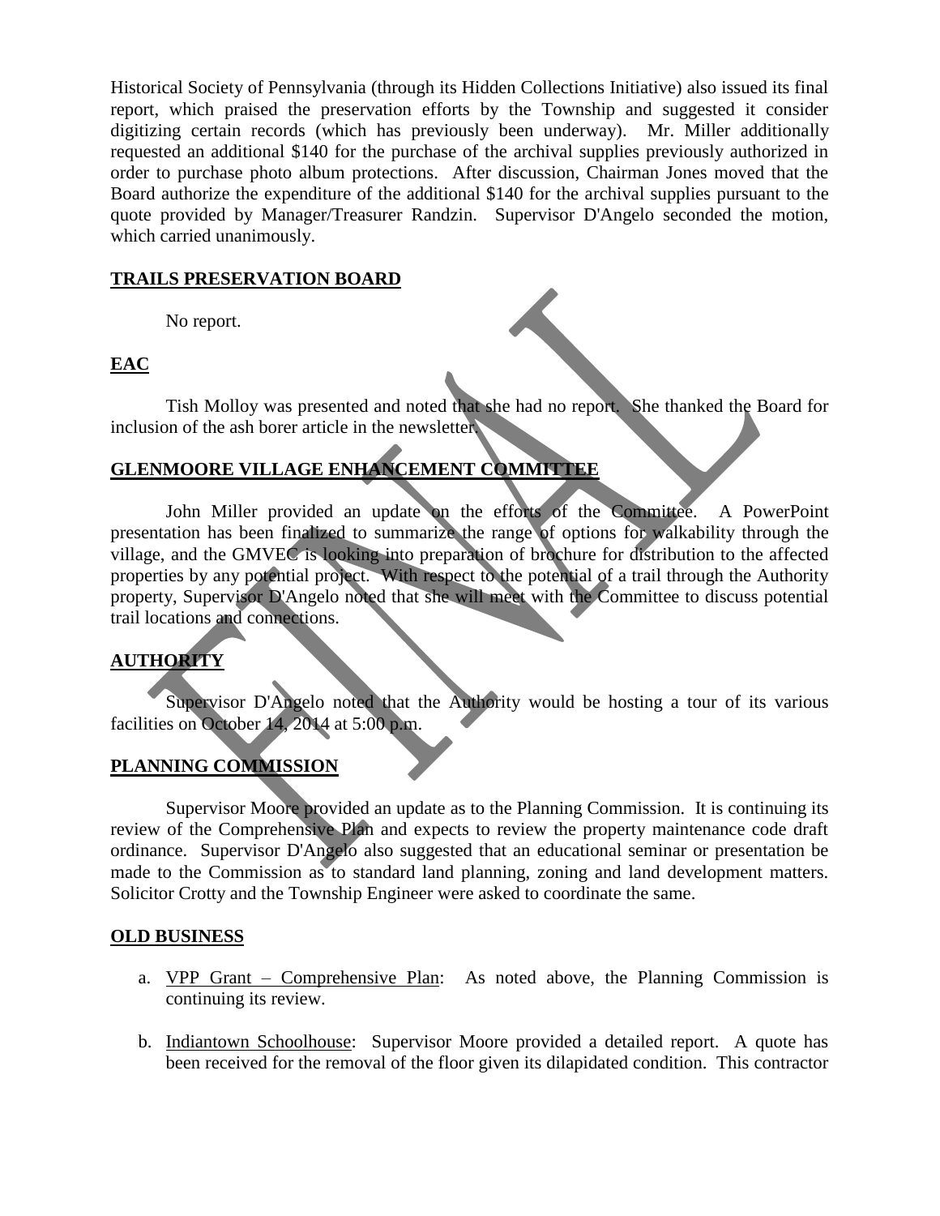Historical Society of Pennsylvania (through its Hidden Collections Initiative) also issued its final report, which praised the preservation efforts by the Township and suggested it consider digitizing certain records (which has previously been underway). Mr. Miller additionally requested an additional $140 for the purchase of the archival supplies previously authorized in order to purchase photo album protections. After discussion, Chairman Jones moved that the Board authorize the expenditure of the additional $140 for the archival supplies pursuant to the quote provided by Manager/Treasurer Randzin. Supervisor D'Angelo seconded the motion, which carried unanimously.

**TRAILS PRESERVATION BOARD**

No report.

**EAC**

Tish Molloy was presented and noted that she had no report. She thanked the Board for inclusion of the ash borer article in the newsletter.

**GLENMOORE VILLAGE ENHANCEMENT COMMITTEE**

John Miller provided an update on the efforts of the Committee. A PowerPoint presentation has been finalized to summarize the range of options for walkability through the village, and the GMVEC is looking into preparation of brochure for distribution to the affected properties by any potential project. With respect to the potential of a trail through the Authority property, Supervisor D'Angelo noted that she will meet with the Committee to discuss potential trail locations and connections.

**AUTHORITY**

Supervisor D'Angelo noted that the Authority would be hosting a tour of its various facilities on October 14, 2014 at 5:00 p.m.

**PLANNING COMMISSION**

Supervisor Moore provided an update as to the Planning Commission. It is continuing its review of the Comprehensive Plan and expects to review the property maintenance code draft ordinance. Supervisor D'Angelo also suggested that an educational seminar or presentation be made to the Commission as to standard land planning, zoning and land development matters. Solicitor Crotty and the Township Engineer were asked to coordinate the same.

**OLD BUSINESS**

a. VPP Grant – Comprehensive Plan: As noted above, the Planning Commission is continuing its review.

b. Indiantown Schoolhouse: Supervisor Moore provided a detailed report. A quote has been received for the removal of the floor given its dilapidated condition. This contractor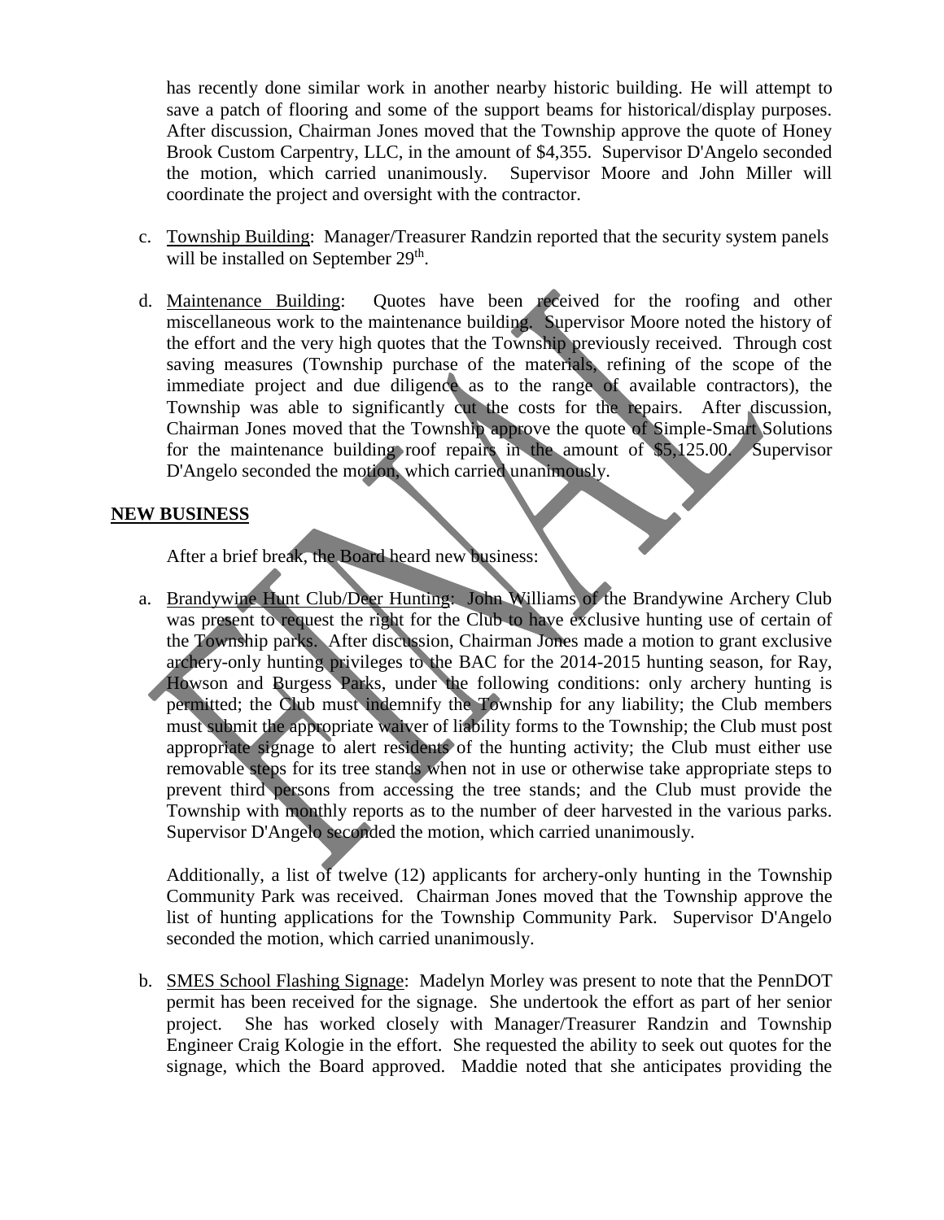has recently done similar work in another nearby historic building. He will attempt to save a patch of flooring and some of the support beams for historical/display purposes. After discussion, Chairman Jones moved that the Township approve the quote of Honey Brook Custom Carpentry, LLC, in the amount of $4,355. Supervisor D'Angelo seconded the motion, which carried unanimously. Supervisor Moore and John Miller will coordinate the project and oversight with the contractor.

c. Township Building: Manager/Treasurer Randzin reported that the security system panels will be installed on September 29th.

d. Maintenance Building: Quotes have been received for the roofing and other miscellaneous work to the maintenance building. Supervisor Moore noted the history of the effort and the very high quotes that the Township previously received. Through cost saving measures (Township purchase of the materials, refining of the scope of the immediate project and due diligence as to the range of available contractors), the Township was able to significantly cut the costs for the repairs. After discussion, Chairman Jones moved that the Township approve the quote of Simple-Smart Solutions for the maintenance building roof repairs in the amount of $5,125.00. Supervisor D'Angelo seconded the motion, which carried unanimously.

**NEW BUSINESS**

After a brief break, the Board heard new business:

a. Brandywine Hunt Club/Deer Hunting: John Williams of the Brandywine Archery Club was present to request the right for the Club to have exclusive hunting use of certain of the Township parks. After discussion, Chairman Jones made a motion to grant exclusive archery-only hunting privileges to the BAC for the 2014-2015 hunting season, for Ray, Howson and Burgess Parks, under the following conditions: only archery hunting is permitted; the Club must indemnify the Township for any liability; the Club members must submit the appropriate waiver of liability forms to the Township; the Club must post appropriate signage to alert residents of the hunting activity; the Club must either use removable steps for its tree stands when not in use or otherwise take appropriate steps to prevent third persons from accessing the tree stands; and the Club must provide the Township with monthly reports as to the number of deer harvested in the various parks. Supervisor D'Angelo seconded the motion, which carried unanimously.

Additionally, a list of twelve (12) applicants for archery-only hunting in the Township Community Park was received. Chairman Jones moved that the Township approve the list of hunting applications for the Township Community Park. Supervisor D'Angelo seconded the motion, which carried unanimously.

b. SMES School Flashing Signage: Madelyn Morley was present to note that the PennDOT permit has been received for the signage. She undertook the effort as part of her senior project. She has worked closely with Manager/Treasurer Randzin and Township Engineer Craig Kologie in the effort. She requested the ability to seek out quotes for the signage, which the Board approved. Maddie noted that she anticipates providing the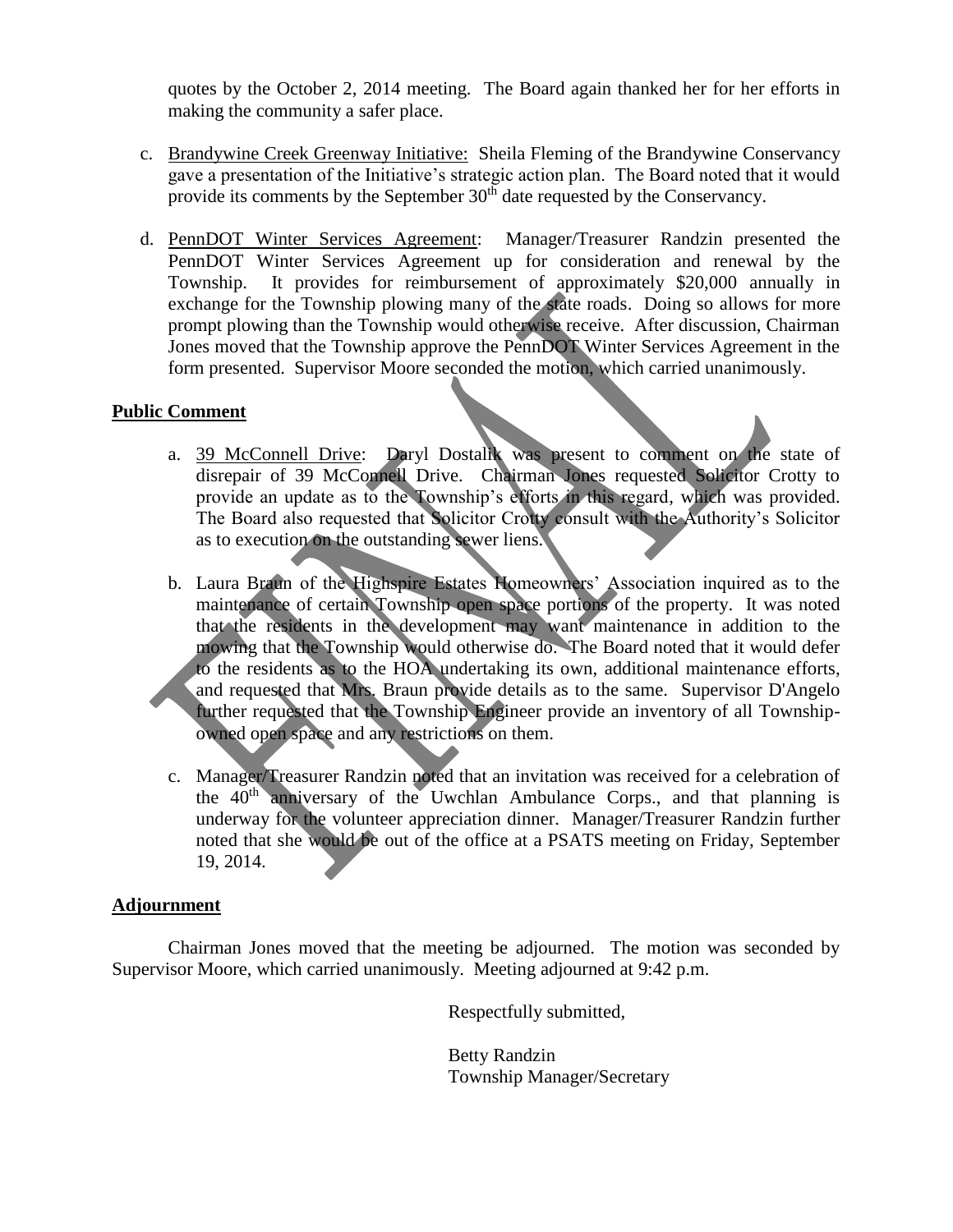quotes by the October 2, 2014 meeting. The Board again thanked her for her efforts in making the community a safer place.

c. Brandywine Creek Greenway Initiative: Sheila Fleming of the Brandywine Conservancy gave a presentation of the Initiative's strategic action plan. The Board noted that it would provide its comments by the September 30th date requested by the Conservancy.

d. PennDOT Winter Services Agreement: Manager/Treasurer Randzin presented the PennDOT Winter Services Agreement up for consideration and renewal by the Township. It provides for reimbursement of approximately $20,000 annually in exchange for the Township plowing many of the state roads. Doing so allows for more prompt plowing than the Township would otherwise receive. After discussion, Chairman Jones moved that the Township approve the PennDOT Winter Services Agreement in the form presented. Supervisor Moore seconded the motion, which carried unanimously.

**Public Comment**

a. 39 McConnell Drive: Daryl Dostalik was present to comment on the state of disrepair of 39 McConnell Drive. Chairman Jones requested Solicitor Crotty to provide an update as to the Township's efforts in this regard, which was provided. The Board also requested that Solicitor Crotty consult with the Authority's Solicitor as to execution on the outstanding sewer liens.

b. Laura Braun of the Highspire Estates Homeowners' Association inquired as to the maintenance of certain Township open space portions of the property. It was noted that the residents in the development may want maintenance in addition to the mowing that the Township would otherwise do. The Board noted that it would defer to the residents as to the HOA undertaking its own, additional maintenance efforts, and requested that Mrs. Braun provide details as to the same. Supervisor D'Angelo further requested that the Township Engineer provide an inventory of all Township-owned open space and any restrictions on them.

c. Manager/Treasurer Randzin noted that an invitation was received for a celebration of the 40th anniversary of the Uwchlan Ambulance Corps., and that planning is underway for the volunteer appreciation dinner. Manager/Treasurer Randzin further noted that she would be out of the office at a PSATS meeting on Friday, September 19, 2014.

**Adjournment**

Chairman Jones moved that the meeting be adjourned. The motion was seconded by Supervisor Moore, which carried unanimously. Meeting adjourned at 9:42 p.m.

Respectfully submitted,

Betty Randzin
Township Manager/Secretary